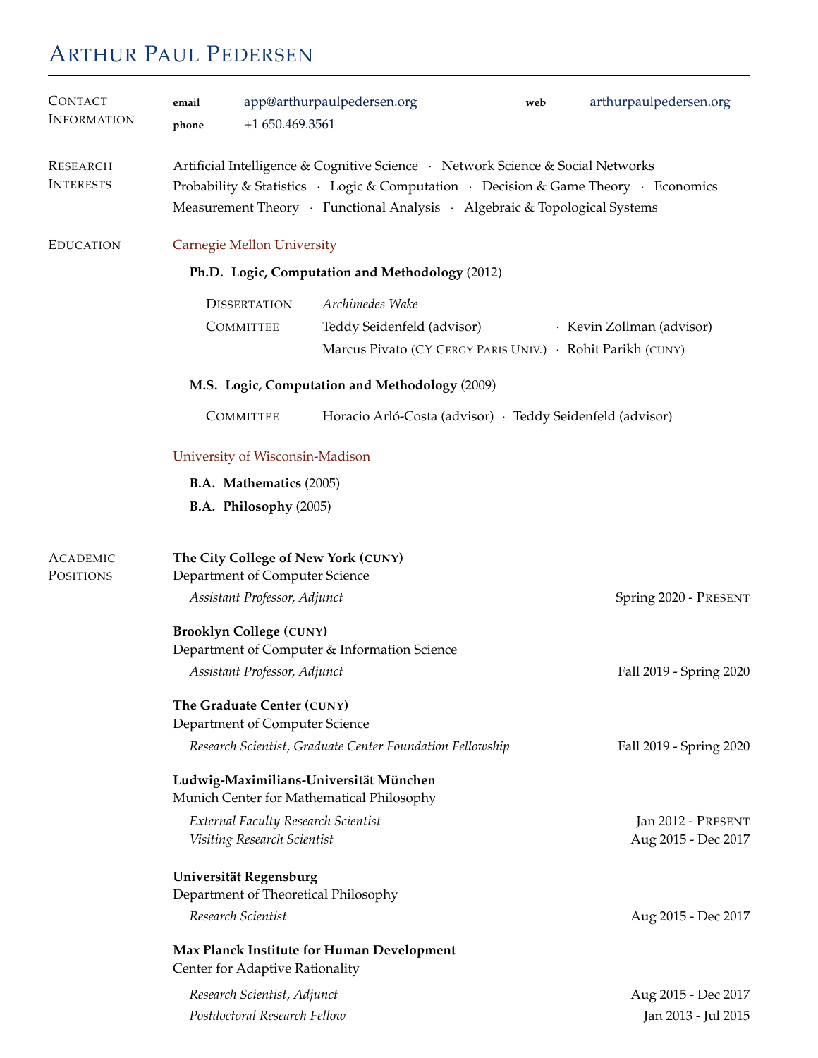# Arthur Paul Pedersen

## Contact Information

**email** app@arthurpaulpedersen.org  **web** arthurpaulpedersen.org
**phone** +1 650.469.3561

## Research Interests

Artificial Intelligence & Cognitive Science · Network Science & Social Networks
Probability & Statistics · Logic & Computation · Decision & Game Theory · Economics
Measurement Theory · Functional Analysis · Algebraic & Topological Systems

## Education

### Carnegie Mellon University

**Ph.D. Logic, Computation and Methodology** (2012)

Dissertation: *Archimedes Wake*
Committee: Teddy Seidenfeld (advisor) · Kevin Zollman (advisor)
Marcus Pivato (CY Cergy Paris Univ.) · Rohit Parikh (CUNY)

**M.S. Logic, Computation and Methodology** (2009)

Committee: Horacio Arló-Costa (advisor) · Teddy Seidenfeld (advisor)

### University of Wisconsin-Madison

**B.A. Mathematics** (2005)
**B.A. Philosophy** (2005)

## Academic Positions

**The City College of New York (CUNY)**
Department of Computer Science
*Assistant Professor, Adjunct* — Spring 2020 - Present

**Brooklyn College (CUNY)**
Department of Computer & Information Science
*Assistant Professor, Adjunct* — Fall 2019 - Spring 2020

**The Graduate Center (CUNY)**
Department of Computer Science
*Research Scientist, Graduate Center Foundation Fellowship* — Fall 2019 - Spring 2020

**Ludwig-Maximilians-Universität München**
Munich Center for Mathematical Philosophy
*External Faculty Research Scientist* — Jan 2012 - Present
*Visiting Research Scientist* — Aug 2015 - Dec 2017

**Universität Regensburg**
Department of Theoretical Philosophy
*Research Scientist* — Aug 2015 - Dec 2017

**Max Planck Institute for Human Development**
Center for Adaptive Rationality
*Research Scientist, Adjunct* — Aug 2015 - Dec 2017
*Postdoctoral Research Fellow* — Jan 2013 - Jul 2015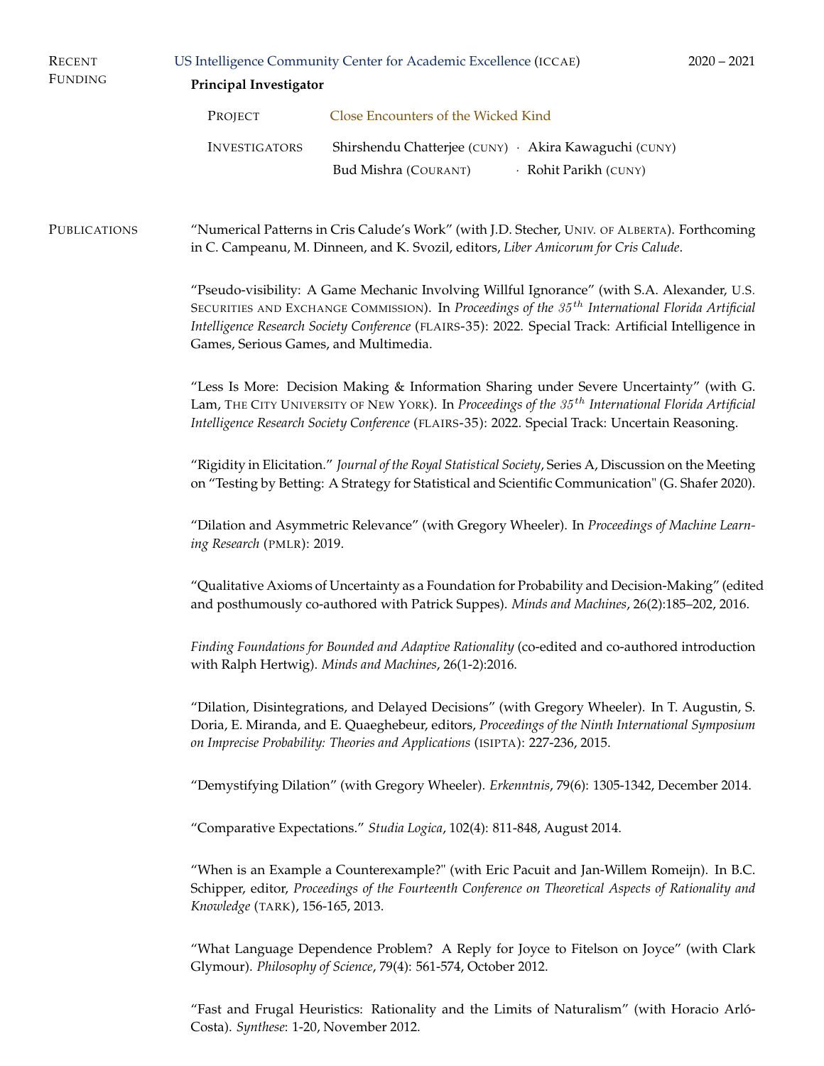## Recent Funding

US Intelligence Community Center for Academic Excellence (ICCAE) — 2020 – 2021

**Principal Investigator**

PROJECT: Close Encounters of the Wicked Kind

INVESTIGATORS: Shirshendu Chatterjee (CUNY) · Akira Kawaguchi (CUNY) · Bud Mishra (COURANT) · Rohit Parikh (CUNY)

## Publications

"Numerical Patterns in Cris Calude's Work" (with J.D. Stecher, UNIV. OF ALBERTA). Forthcoming in C. Campeanu, M. Dinneen, and K. Svozil, editors, *Liber Amicorum for Cris Calude*.

"Pseudo-visibility: A Game Mechanic Involving Willful Ignorance" (with S.A. Alexander, U.S. SECURITIES AND EXCHANGE COMMISSION). In *Proceedings of the $35^{th}$ International Florida Artificial Intelligence Research Society Conference* (FLAIRS-35): 2022. Special Track: Artificial Intelligence in Games, Serious Games, and Multimedia.

"Less Is More: Decision Making & Information Sharing under Severe Uncertainty" (with G. Lam, THE CITY UNIVERSITY OF NEW YORK). In *Proceedings of the $35^{th}$ International Florida Artificial Intelligence Research Society Conference* (FLAIRS-35): 2022. Special Track: Uncertain Reasoning.

"Rigidity in Elicitation." *Journal of the Royal Statistical Society*, Series A, Discussion on the Meeting on "Testing by Betting: A Strategy for Statistical and Scientific Communication" (G. Shafer 2020).

"Dilation and Asymmetric Relevance" (with Gregory Wheeler). In *Proceedings of Machine Learning Research* (PMLR): 2019.

"Qualitative Axioms of Uncertainty as a Foundation for Probability and Decision-Making" (edited and posthumously co-authored with Patrick Suppes). *Minds and Machines*, 26(2):185–202, 2016.

*Finding Foundations for Bounded and Adaptive Rationality* (co-edited and co-authored introduction with Ralph Hertwig). *Minds and Machines*, 26(1-2):2016.

"Dilation, Disintegrations, and Delayed Decisions" (with Gregory Wheeler). In T. Augustin, S. Doria, E. Miranda, and E. Quaeghebeur, editors, *Proceedings of the Ninth International Symposium on Imprecise Probability: Theories and Applications* (ISIPTA): 227-236, 2015.

"Demystifying Dilation" (with Gregory Wheeler). *Erkenntnis*, 79(6): 1305-1342, December 2014.

"Comparative Expectations." *Studia Logica*, 102(4): 811-848, August 2014.

"When is an Example a Counterexample?" (with Eric Pacuit and Jan-Willem Romeijn). In B.C. Schipper, editor, *Proceedings of the Fourteenth Conference on Theoretical Aspects of Rationality and Knowledge* (TARK), 156-165, 2013.

"What Language Dependence Problem? A Reply for Joyce to Fitelson on Joyce" (with Clark Glymour). *Philosophy of Science*, 79(4): 561-574, October 2012.

"Fast and Frugal Heuristics: Rationality and the Limits of Naturalism" (with Horacio Arló-Costa). *Synthese*: 1-20, November 2012.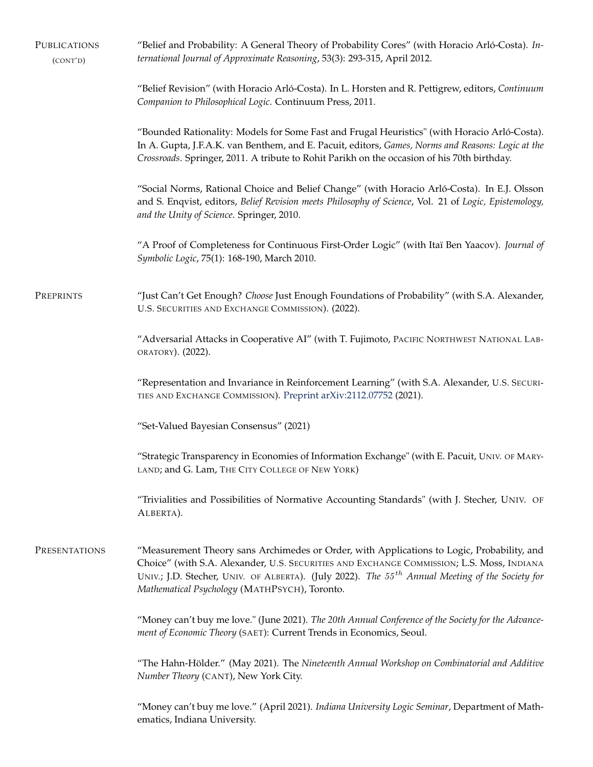## Publications (cont'd)

"Belief and Probability: A General Theory of Probability Cores" (with Horacio Arló-Costa). *International Journal of Approximate Reasoning*, 53(3): 293-315, April 2012.

"Belief Revision" (with Horacio Arló-Costa). In L. Horsten and R. Pettigrew, editors, *Continuum Companion to Philosophical Logic*. Continuum Press, 2011.

"Bounded Rationality: Models for Some Fast and Frugal Heuristics" (with Horacio Arló-Costa). In A. Gupta, J.F.A.K. van Benthem, and E. Pacuit, editors, *Games, Norms and Reasons: Logic at the Crossroads*. Springer, 2011. A tribute to Rohit Parikh on the occasion of his 70th birthday.

"Social Norms, Rational Choice and Belief Change" (with Horacio Arló-Costa). In E.J. Olsson and S. Enqvist, editors, *Belief Revision meets Philosophy of Science*, Vol. 21 of *Logic, Epistemology, and the Unity of Science*. Springer, 2010.

"A Proof of Completeness for Continuous First-Order Logic" (with Itaï Ben Yaacov). *Journal of Symbolic Logic*, 75(1): 168-190, March 2010.

## Preprints

"Just Can't Get Enough? *Choose* Just Enough Foundations of Probability" (with S.A. Alexander, U.S. Securities and Exchange Commission). (2022).

"Adversarial Attacks in Cooperative AI" (with T. Fujimoto, Pacific Northwest National Laboratory). (2022).

"Representation and Invariance in Reinforcement Learning" (with S.A. Alexander, U.S. Securities and Exchange Commission). Preprint arXiv:2112.07752 (2021).

"Set-Valued Bayesian Consensus" (2021)

"Strategic Transparency in Economies of Information Exchange" (with E. Pacuit, Univ. of Maryland; and G. Lam, The City College of New York)

"Trivialities and Possibilities of Normative Accounting Standards" (with J. Stecher, Univ. of Alberta).

## Presentations

"Measurement Theory sans Archimedes or Order, with Applications to Logic, Probability, and Choice" (with S.A. Alexander, U.S. Securities and Exchange Commission; L.S. Moss, Indiana Univ.; J.D. Stecher, Univ. of Alberta). (July 2022). *The $55^{th}$ Annual Meeting of the Society for Mathematical Psychology* (MathPsych), Toronto.

"Money can't buy me love." (June 2021). *The 20th Annual Conference of the Society for the Advancement of Economic Theory* (SAET): Current Trends in Economics, Seoul.

"The Hahn-Hölder." (May 2021). The *Nineteenth Annual Workshop on Combinatorial and Additive Number Theory* (CANT), New York City.

"Money can't buy me love." (April 2021). *Indiana University Logic Seminar*, Department of Mathematics, Indiana University.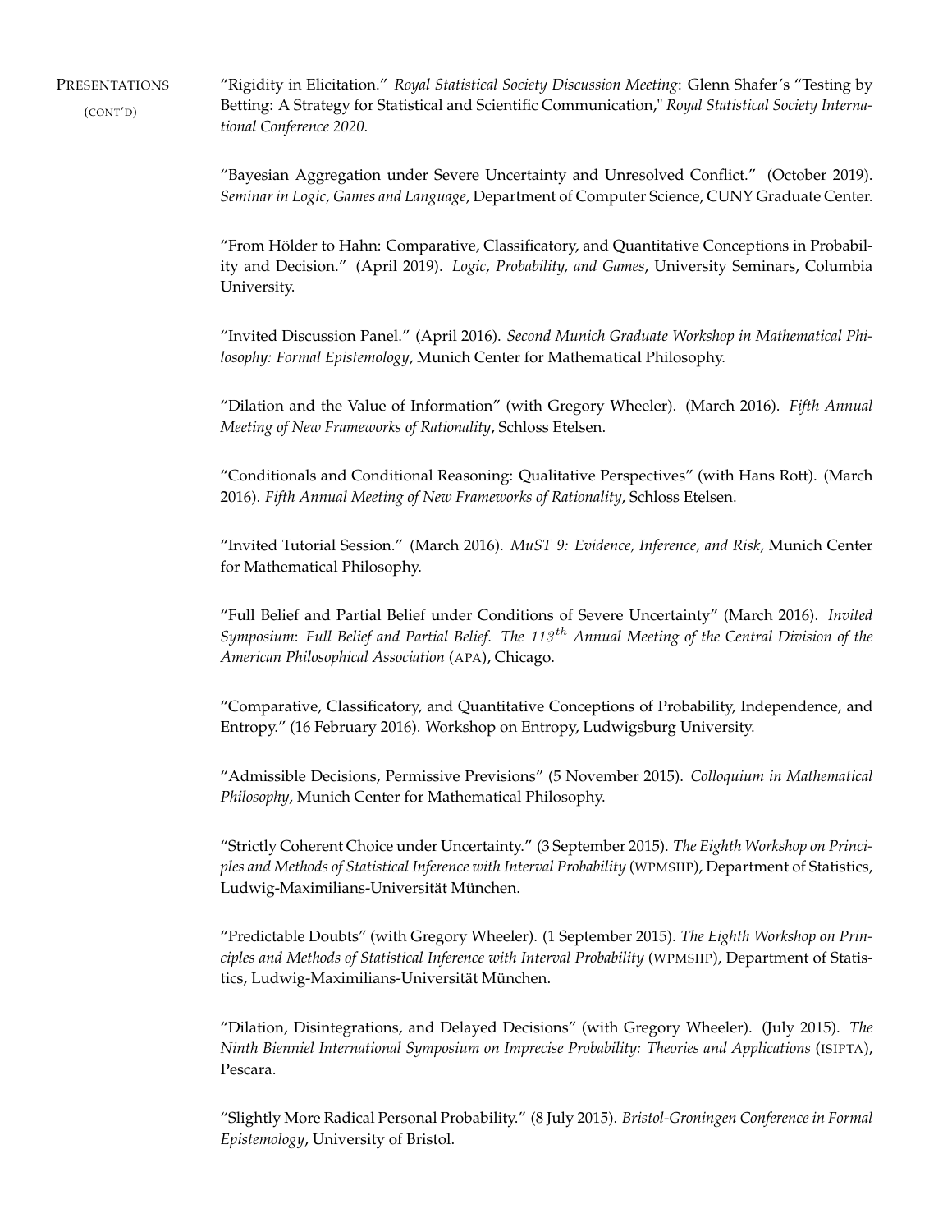## Presentations (cont'd)

"Rigidity in Elicitation." *Royal Statistical Society Discussion Meeting*: Glenn Shafer's "Testing by Betting: A Strategy for Statistical and Scientific Communication," *Royal Statistical Society International Conference 2020.*

"Bayesian Aggregation under Severe Uncertainty and Unresolved Conflict." (October 2019). *Seminar in Logic, Games and Language*, Department of Computer Science, CUNY Graduate Center.

"From Hölder to Hahn: Comparative, Classificatory, and Quantitative Conceptions in Probability and Decision." (April 2019). *Logic, Probability, and Games*, University Seminars, Columbia University.

"Invited Discussion Panel." (April 2016). *Second Munich Graduate Workshop in Mathematical Philosophy: Formal Epistemology*, Munich Center for Mathematical Philosophy.

"Dilation and the Value of Information" (with Gregory Wheeler). (March 2016). *Fifth Annual Meeting of New Frameworks of Rationality*, Schloss Etelsen.

"Conditionals and Conditional Reasoning: Qualitative Perspectives" (with Hans Rott). (March 2016). *Fifth Annual Meeting of New Frameworks of Rationality*, Schloss Etelsen.

"Invited Tutorial Session." (March 2016). *MuST 9: Evidence, Inference, and Risk*, Munich Center for Mathematical Philosophy.

"Full Belief and Partial Belief under Conditions of Severe Uncertainty" (March 2016). *Invited Symposium*: *Full Belief and Partial Belief. The $113^{th}$ Annual Meeting of the Central Division of the American Philosophical Association* (APA), Chicago.

"Comparative, Classificatory, and Quantitative Conceptions of Probability, Independence, and Entropy." (16 February 2016). Workshop on Entropy, Ludwigsburg University.

"Admissible Decisions, Permissive Previsions" (5 November 2015). *Colloquium in Mathematical Philosophy*, Munich Center for Mathematical Philosophy.

"Strictly Coherent Choice under Uncertainty." (3 September 2015). *The Eighth Workshop on Principles and Methods of Statistical Inference with Interval Probability* (WPMSIIP), Department of Statistics, Ludwig-Maximilians-Universität München.

"Predictable Doubts" (with Gregory Wheeler). (1 September 2015). *The Eighth Workshop on Principles and Methods of Statistical Inference with Interval Probability* (WPMSIIP), Department of Statistics, Ludwig-Maximilians-Universität München.

"Dilation, Disintegrations, and Delayed Decisions" (with Gregory Wheeler). (July 2015). *The Ninth Bienniel International Symposium on Imprecise Probability: Theories and Applications* (ISIPTA), Pescara.

"Slightly More Radical Personal Probability." (8 July 2015). *Bristol-Groningen Conference in Formal Epistemology*, University of Bristol.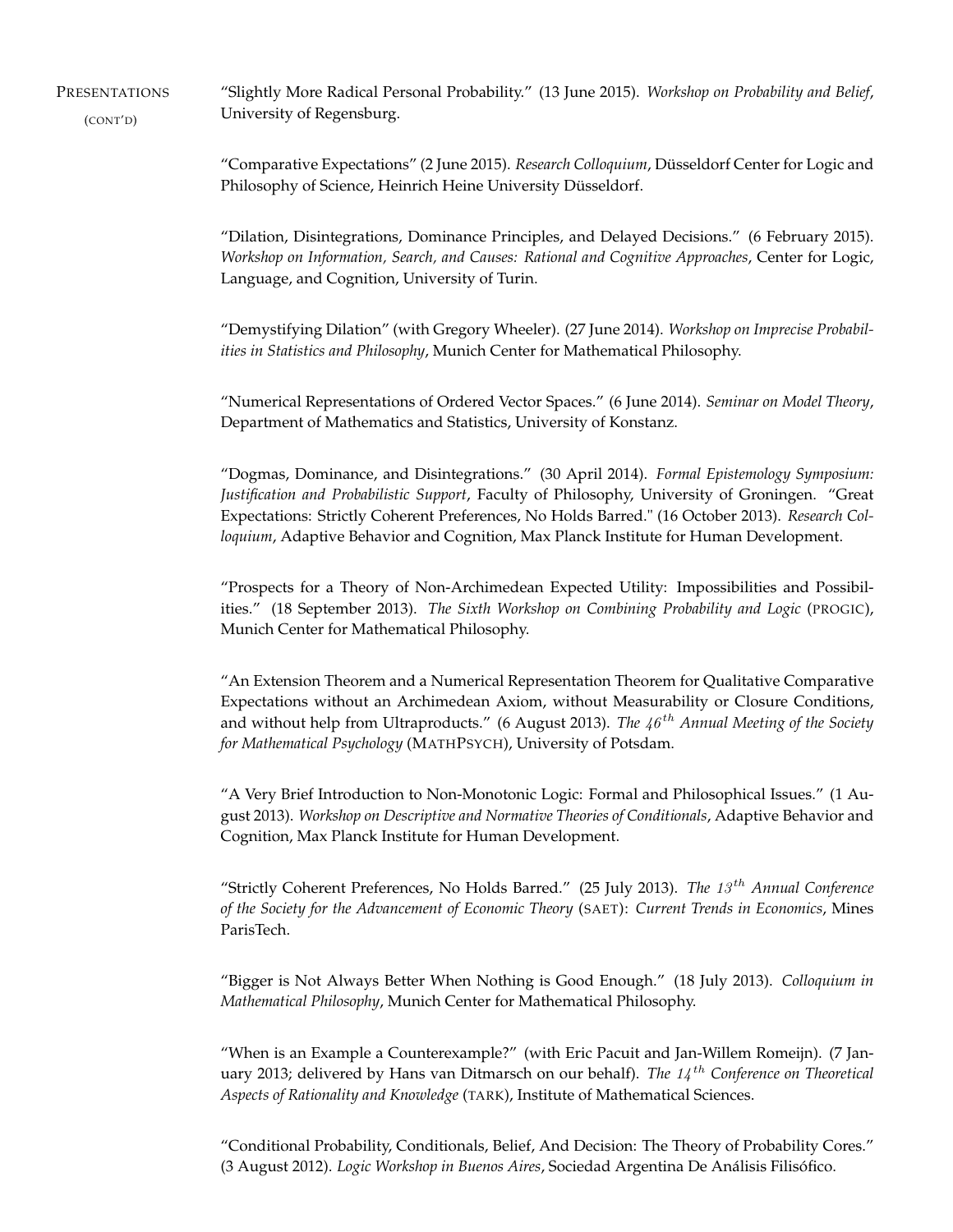## Presentations (cont'd)

"Slightly More Radical Personal Probability." (13 June 2015). *Workshop on Probability and Belief*, University of Regensburg.

"Comparative Expectations" (2 June 2015). *Research Colloquium*, Düsseldorf Center for Logic and Philosophy of Science, Heinrich Heine University Düsseldorf.

"Dilation, Disintegrations, Dominance Principles, and Delayed Decisions." (6 February 2015). *Workshop on Information, Search, and Causes: Rational and Cognitive Approaches*, Center for Logic, Language, and Cognition, University of Turin.

"Demystifying Dilation" (with Gregory Wheeler). (27 June 2014). *Workshop on Imprecise Probabilities in Statistics and Philosophy*, Munich Center for Mathematical Philosophy.

"Numerical Representations of Ordered Vector Spaces." (6 June 2014). *Seminar on Model Theory*, Department of Mathematics and Statistics, University of Konstanz.

"Dogmas, Dominance, and Disintegrations." (30 April 2014). *Formal Epistemology Symposium: Justification and Probabilistic Support*, Faculty of Philosophy, University of Groningen. "Great Expectations: Strictly Coherent Preferences, No Holds Barred." (16 October 2013). *Research Colloquium*, Adaptive Behavior and Cognition, Max Planck Institute for Human Development.

"Prospects for a Theory of Non-Archimedean Expected Utility: Impossibilities and Possibilities." (18 September 2013). *The Sixth Workshop on Combining Probability and Logic* (PROGIC), Munich Center for Mathematical Philosophy.

"An Extension Theorem and a Numerical Representation Theorem for Qualitative Comparative Expectations without an Archimedean Axiom, without Measurability or Closure Conditions, and without help from Ultraproducts." (6 August 2013). *The 46th Annual Meeting of the Society for Mathematical Psychology* (MATHPSYCH), University of Potsdam.

"A Very Brief Introduction to Non-Monotonic Logic: Formal and Philosophical Issues." (1 August 2013). *Workshop on Descriptive and Normative Theories of Conditionals*, Adaptive Behavior and Cognition, Max Planck Institute for Human Development.

"Strictly Coherent Preferences, No Holds Barred." (25 July 2013). *The 13th Annual Conference of the Society for the Advancement of Economic Theory* (SAET): *Current Trends in Economics*, Mines ParisTech.

"Bigger is Not Always Better When Nothing is Good Enough." (18 July 2013). *Colloquium in Mathematical Philosophy*, Munich Center for Mathematical Philosophy.

"When is an Example a Counterexample?" (with Eric Pacuit and Jan-Willem Romeijn). (7 January 2013; delivered by Hans van Ditmarsch on our behalf). *The 14th Conference on Theoretical Aspects of Rationality and Knowledge* (TARK), Institute of Mathematical Sciences.

"Conditional Probability, Conditionals, Belief, And Decision: The Theory of Probability Cores." (3 August 2012). *Logic Workshop in Buenos Aires*, Sociedad Argentina De Análisis Filisófico.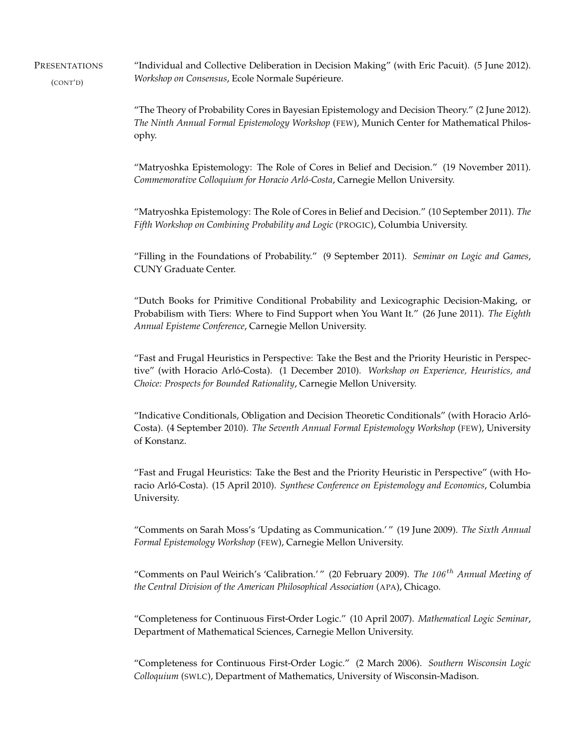PRESENTATIONS (CONT'D)

"Individual and Collective Deliberation in Decision Making" (with Eric Pacuit). (5 June 2012). *Workshop on Consensus*, Ecole Normale Supérieure.

"The Theory of Probability Cores in Bayesian Epistemology and Decision Theory." (2 June 2012). *The Ninth Annual Formal Epistemology Workshop* (FEW), Munich Center for Mathematical Philosophy.

"Matryoshka Epistemology: The Role of Cores in Belief and Decision." (19 November 2011). *Commemorative Colloquium for Horacio Arló-Costa*, Carnegie Mellon University.

"Matryoshka Epistemology: The Role of Cores in Belief and Decision." (10 September 2011). *The Fifth Workshop on Combining Probability and Logic* (PROGIC), Columbia University.

"Filling in the Foundations of Probability." (9 September 2011). *Seminar on Logic and Games*, CUNY Graduate Center.

"Dutch Books for Primitive Conditional Probability and Lexicographic Decision-Making, or Probabilism with Tiers: Where to Find Support when You Want It." (26 June 2011). *The Eighth Annual Episteme Conference*, Carnegie Mellon University.

"Fast and Frugal Heuristics in Perspective: Take the Best and the Priority Heuristic in Perspective" (with Horacio Arló-Costa). (1 December 2010). *Workshop on Experience, Heuristics, and Choice: Prospects for Bounded Rationality*, Carnegie Mellon University.

"Indicative Conditionals, Obligation and Decision Theoretic Conditionals" (with Horacio Arló-Costa). (4 September 2010). *The Seventh Annual Formal Epistemology Workshop* (FEW), University of Konstanz.

"Fast and Frugal Heuristics: Take the Best and the Priority Heuristic in Perspective" (with Horacio Arló-Costa). (15 April 2010). *Synthese Conference on Epistemology and Economics*, Columbia University.

"Comments on Sarah Moss's 'Updating as Communication.'" (19 June 2009). *The Sixth Annual Formal Epistemology Workshop* (FEW), Carnegie Mellon University.

"Comments on Paul Weirich's 'Calibration.'" (20 February 2009). *The 106th Annual Meeting of the Central Division of the American Philosophical Association* (APA), Chicago.

"Completeness for Continuous First-Order Logic." (10 April 2007). *Mathematical Logic Seminar*, Department of Mathematical Sciences, Carnegie Mellon University.

"Completeness for Continuous First-Order Logic." (2 March 2006). *Southern Wisconsin Logic Colloquium* (SWLC), Department of Mathematics, University of Wisconsin-Madison.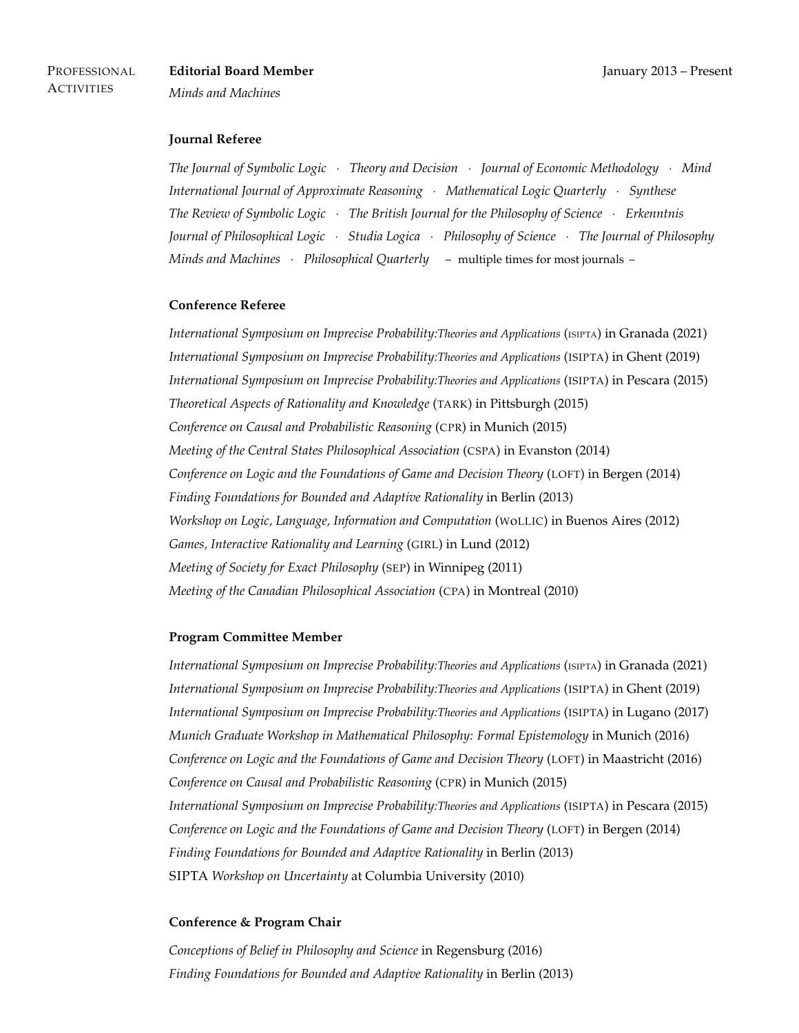## Professional Activities

**Editorial Board Member** — January 2013 – Present
*Minds and Machines*

**Journal Referee**

*The Journal of Symbolic Logic* · *Theory and Decision* · *Journal of Economic Methodology* · *Mind*
*International Journal of Approximate Reasoning* · *Mathematical Logic Quarterly* · *Synthese*
*The Review of Symbolic Logic* · *The British Journal for the Philosophy of Science* · *Erkenntnis*
*Journal of Philosophical Logic* · *Studia Logica* · *Philosophy of Science* · *The Journal of Philosophy*
*Minds and Machines* · *Philosophical Quarterly* – multiple times for most journals –

**Conference Referee**

*International Symposium on Imprecise Probability:Theories and Applications* (ISIPTA) in Granada (2021)
*International Symposium on Imprecise Probability:Theories and Applications* (ISIPTA) in Ghent (2019)
*International Symposium on Imprecise Probability:Theories and Applications* (ISIPTA) in Pescara (2015)
*Theoretical Aspects of Rationality and Knowledge* (TARK) in Pittsburgh (2015)
*Conference on Causal and Probabilistic Reasoning* (CPR) in Munich (2015)
*Meeting of the Central States Philosophical Association* (CSPA) in Evanston (2014)
*Conference on Logic and the Foundations of Game and Decision Theory* (LOFT) in Bergen (2014)
*Finding Foundations for Bounded and Adaptive Rationality* in Berlin (2013)
*Workshop on Logic, Language, Information and Computation* (WoLLIC) in Buenos Aires (2012)
*Games, Interactive Rationality and Learning* (GIRL) in Lund (2012)
*Meeting of Society for Exact Philosophy* (SEP) in Winnipeg (2011)
*Meeting of the Canadian Philosophical Association* (CPA) in Montreal (2010)

**Program Committee Member**

*International Symposium on Imprecise Probability:Theories and Applications* (ISIPTA) in Granada (2021)
*International Symposium on Imprecise Probability:Theories and Applications* (ISIPTA) in Ghent (2019)
*International Symposium on Imprecise Probability:Theories and Applications* (ISIPTA) in Lugano (2017)
*Munich Graduate Workshop in Mathematical Philosophy: Formal Epistemology* in Munich (2016)
*Conference on Logic and the Foundations of Game and Decision Theory* (LOFT) in Maastricht (2016)
*Conference on Causal and Probabilistic Reasoning* (CPR) in Munich (2015)
*International Symposium on Imprecise Probability:Theories and Applications* (ISIPTA) in Pescara (2015)
*Conference on Logic and the Foundations of Game and Decision Theory* (LOFT) in Bergen (2014)
*Finding Foundations for Bounded and Adaptive Rationality* in Berlin (2013)
SIPTA *Workshop on Uncertainty* at Columbia University (2010)

**Conference & Program Chair**

*Conceptions of Belief in Philosophy and Science* in Regensburg (2016)
*Finding Foundations for Bounded and Adaptive Rationality* in Berlin (2013)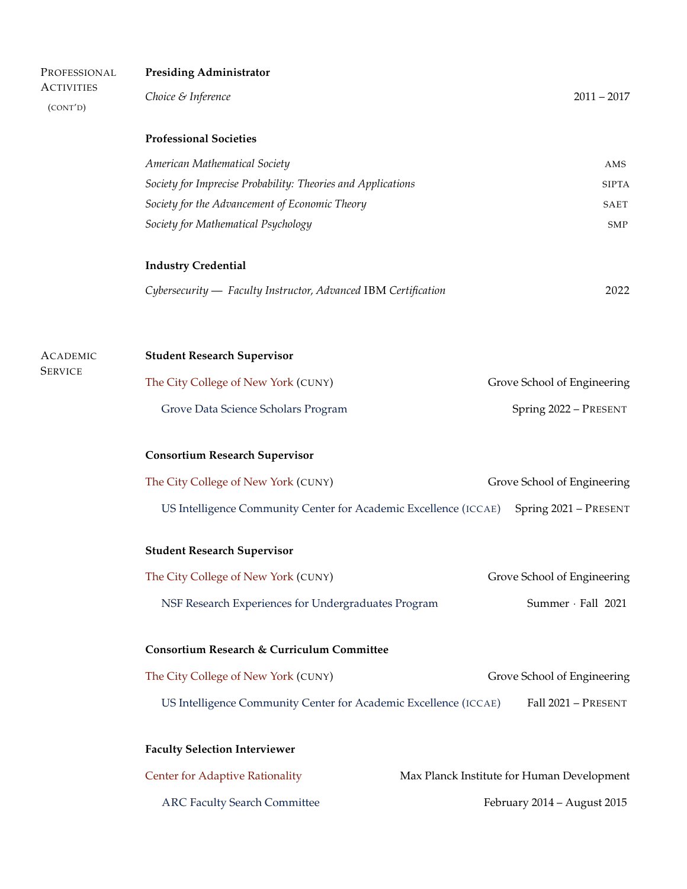## Professional Activities (cont'd)

**Presiding Administrator**

*Choice & Inference* — 2011 – 2017

**Professional Societies**

- *American Mathematical Society* — AMS
- *Society for Imprecise Probability: Theories and Applications* — SIPTA
- *Society for the Advancement of Economic Theory* — SAET
- *Society for Mathematical Psychology* — SMP

**Industry Credential**

*Cybersecurity — Faculty Instructor, Advanced* IBM *Certification* — 2022

## Academic Service

**Student Research Supervisor**

The City College of New York (CUNY) — Grove School of Engineering

Grove Data Science Scholars Program — Spring 2022 – Present

**Consortium Research Supervisor**

The City College of New York (CUNY) — Grove School of Engineering

US Intelligence Community Center for Academic Excellence (ICCAE) — Spring 2021 – Present

**Student Research Supervisor**

The City College of New York (CUNY) — Grove School of Engineering

NSF Research Experiences for Undergraduates Program — Summer · Fall 2021

**Consortium Research & Curriculum Committee**

The City College of New York (CUNY) — Grove School of Engineering

US Intelligence Community Center for Academic Excellence (ICCAE) — Fall 2021 – Present

**Faculty Selection Interviewer**

Center for Adaptive Rationality — Max Planck Institute for Human Development

ARC Faculty Search Committee — February 2014 – August 2015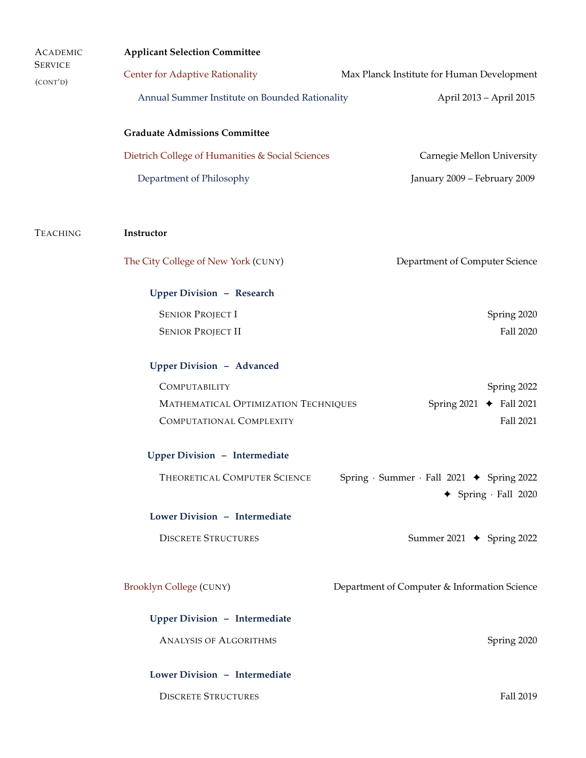## Academic Service (cont'd)

### Applicant Selection Committee

Center for Adaptive Rationality — Max Planck Institute for Human Development

Annual Summer Institute on Bounded Rationality — April 2013 – April 2015

### Graduate Admissions Committee

Dietrich College of Humanities & Social Sciences — Carnegie Mellon University

Department of Philosophy — January 2009 – February 2009

## Teaching

### Instructor

The City College of New York (CUNY) — Department of Computer Science

**Upper Division – Research**

- Senior Project I — Spring 2020
- Senior Project II — Fall 2020

**Upper Division – Advanced**

- Computability — Spring 2022
- Mathematical Optimization Techniques — Spring 2021 ✦ Fall 2021
- Computational Complexity — Fall 2021

**Upper Division – Intermediate**

- Theoretical Computer Science — Spring · Summer · Fall 2021 ✦ Spring 2022 ✦ Spring · Fall 2020

**Lower Division – Intermediate**

- Discrete Structures — Summer 2021 ✦ Spring 2022

Brooklyn College (CUNY) — Department of Computer & Information Science

**Upper Division – Intermediate**

- Analysis of Algorithms — Spring 2020

**Lower Division – Intermediate**

- Discrete Structures — Fall 2019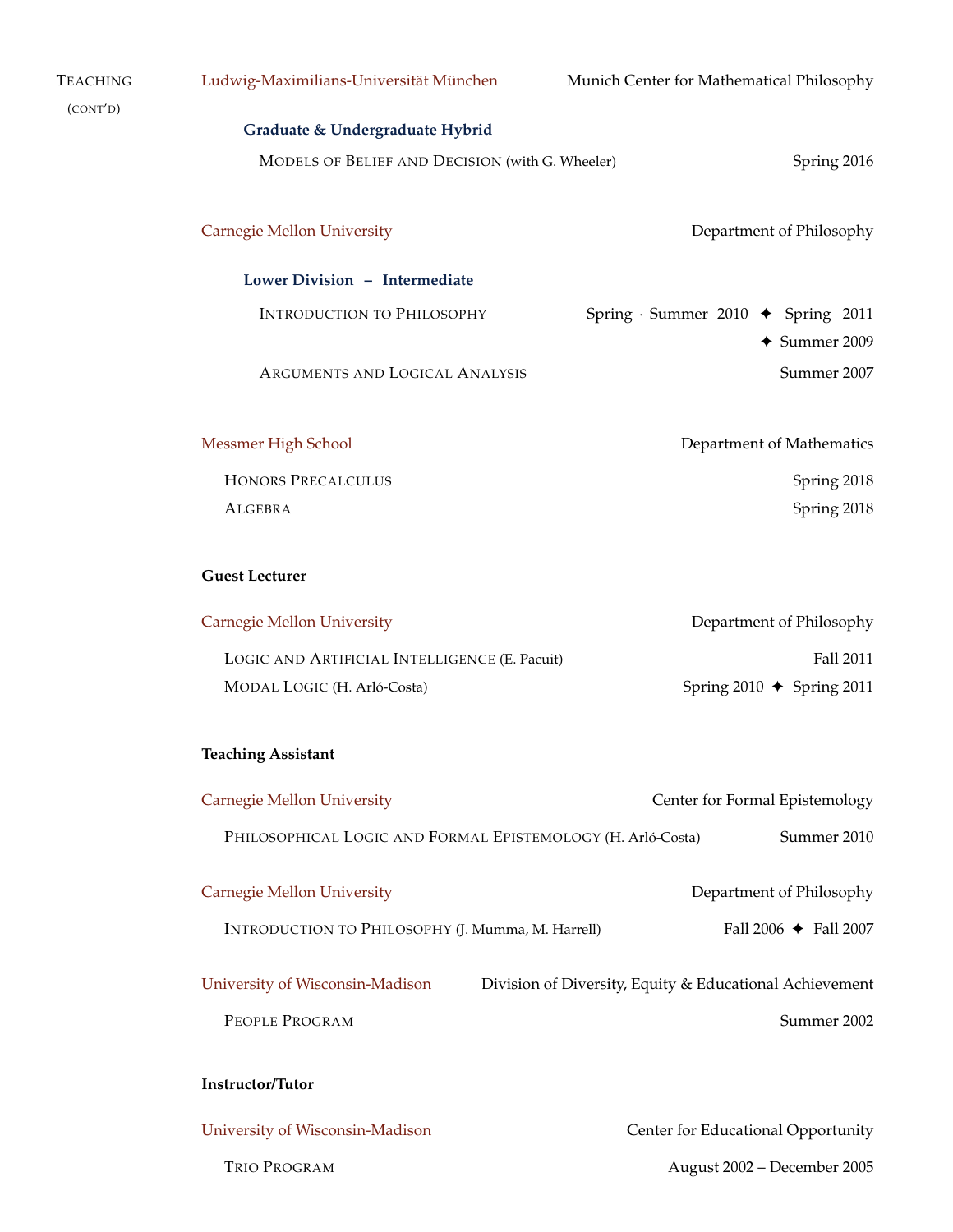**Teaching (cont'd)**

**Ludwig-Maximilians-Universität München** — Munich Center for Mathematical Philosophy

**Graduate & Undergraduate Hybrid**

- Models of Belief and Decision (with G. Wheeler) — Spring 2016

**Carnegie Mellon University** — Department of Philosophy

**Lower Division – Intermediate**

- Introduction to Philosophy — Spring · Summer 2010 ✦ Spring 2011 ✦ Summer 2009
- Arguments and Logical Analysis — Summer 2007

**Messmer High School** — Department of Mathematics

- Honors Precalculus — Spring 2018
- Algebra — Spring 2018

### Guest Lecturer

**Carnegie Mellon University** — Department of Philosophy

- Logic and Artificial Intelligence (E. Pacuit) — Fall 2011
- Modal Logic (H. Arló-Costa) — Spring 2010 ✦ Spring 2011

### Teaching Assistant

**Carnegie Mellon University** — Center for Formal Epistemology

- Philosophical Logic and Formal Epistemology (H. Arló-Costa) — Summer 2010

**Carnegie Mellon University** — Department of Philosophy

- Introduction to Philosophy (J. Mumma, M. Harrell) — Fall 2006 ✦ Fall 2007

**University of Wisconsin-Madison** — Division of Diversity, Equity & Educational Achievement

- People Program — Summer 2002

### Instructor/Tutor

**University of Wisconsin-Madison** — Center for Educational Opportunity

- TRIO Program — August 2002 – December 2005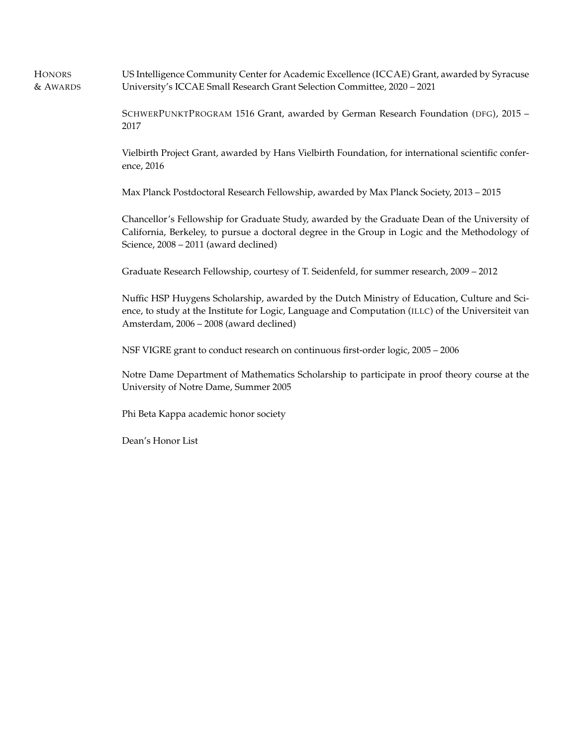## Honors & Awards

US Intelligence Community Center for Academic Excellence (ICCAE) Grant, awarded by Syracuse University's ICCAE Small Research Grant Selection Committee, 2020 – 2021

SchwerPunktProgram 1516 Grant, awarded by German Research Foundation (DFG), 2015 – 2017

Vielbirth Project Grant, awarded by Hans Vielbirth Foundation, for international scientific conference, 2016

Max Planck Postdoctoral Research Fellowship, awarded by Max Planck Society, 2013 – 2015

Chancellor's Fellowship for Graduate Study, awarded by the Graduate Dean of the University of California, Berkeley, to pursue a doctoral degree in the Group in Logic and the Methodology of Science, 2008 – 2011 (award declined)

Graduate Research Fellowship, courtesy of T. Seidenfeld, for summer research, 2009 – 2012

Nuffic HSP Huygens Scholarship, awarded by the Dutch Ministry of Education, Culture and Science, to study at the Institute for Logic, Language and Computation (ILLC) of the Universiteit van Amsterdam, 2006 – 2008 (award declined)

NSF VIGRE grant to conduct research on continuous first-order logic, 2005 – 2006

Notre Dame Department of Mathematics Scholarship to participate in proof theory course at the University of Notre Dame, Summer 2005

Phi Beta Kappa academic honor society

Dean's Honor List